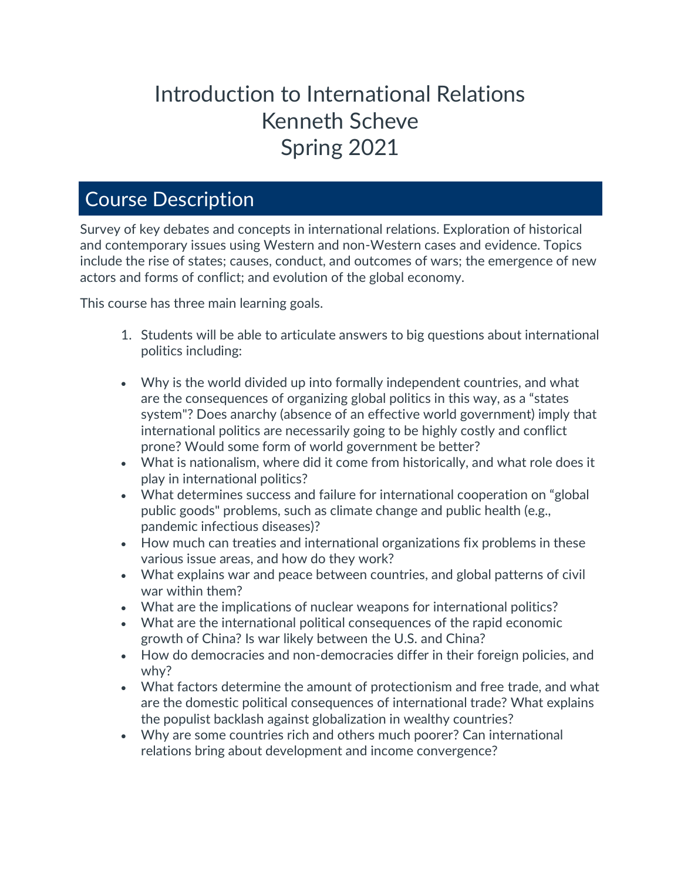# Introduction to International Relations
# Kenneth Scheve
# Spring 2021

## Course Description

Survey of key debates and concepts in international relations. Exploration of historical and contemporary issues using Western and non-Western cases and evidence. Topics include the rise of states; causes, conduct, and outcomes of wars; the emergence of new actors and forms of conflict; and evolution of the global economy.

This course has three main learning goals.

1. Students will be able to articulate answers to big questions about international politics including:

- Why is the world divided up into formally independent countries, and what are the consequences of organizing global politics in this way, as a "states system"? Does anarchy (absence of an effective world government) imply that international politics are necessarily going to be highly costly and conflict prone? Would some form of world government be better?
- What is nationalism, where did it come from historically, and what role does it play in international politics?
- What determines success and failure for international cooperation on "global public goods" problems, such as climate change and public health (e.g., pandemic infectious diseases)?
- How much can treaties and international organizations fix problems in these various issue areas, and how do they work?
- What explains war and peace between countries, and global patterns of civil war within them?
- What are the implications of nuclear weapons for international politics?
- What are the international political consequences of the rapid economic growth of China? Is war likely between the U.S. and China?
- How do democracies and non-democracies differ in their foreign policies, and why?
- What factors determine the amount of protectionism and free trade, and what are the domestic political consequences of international trade? What explains the populist backlash against globalization in wealthy countries?
- Why are some countries rich and others much poorer? Can international relations bring about development and income convergence?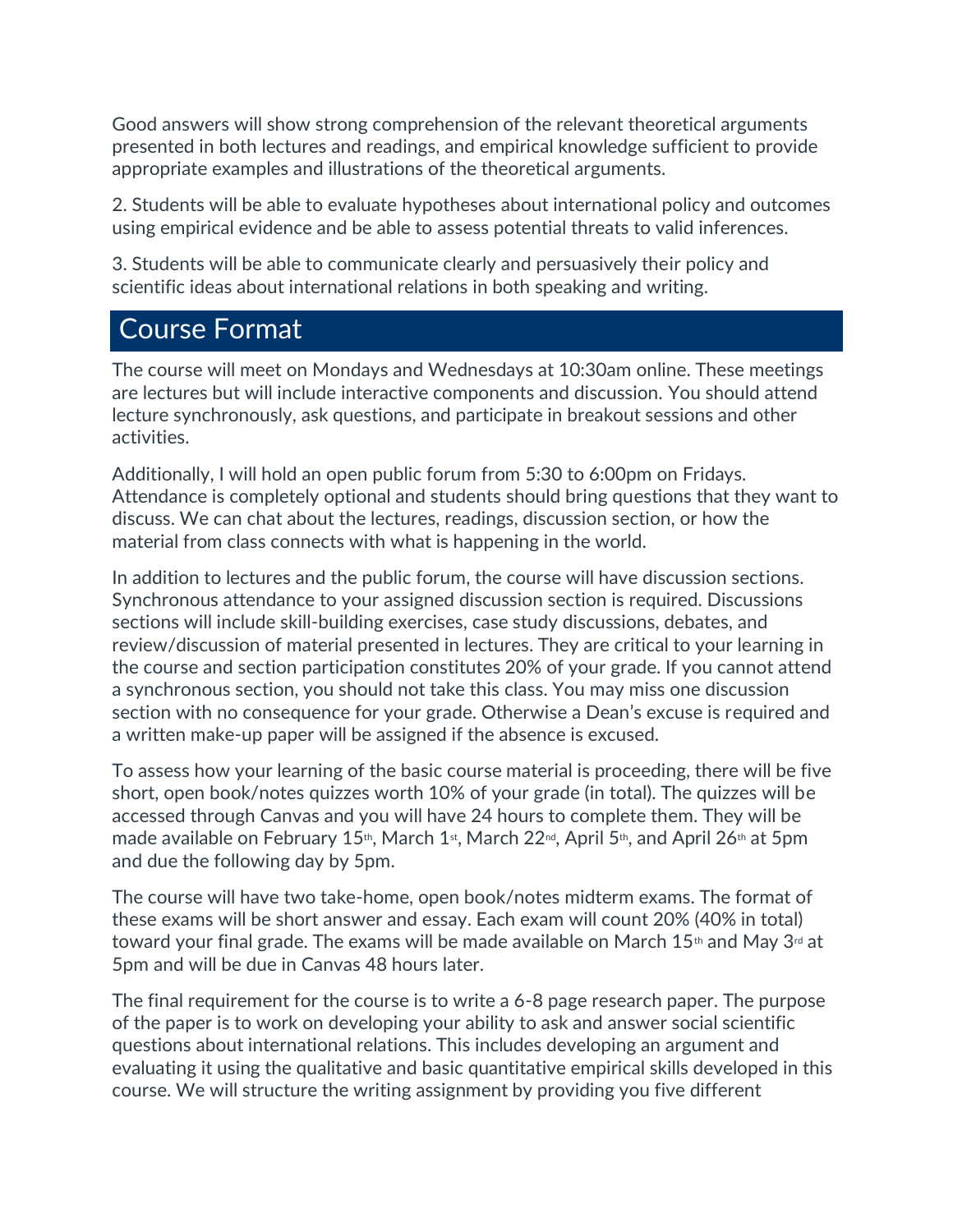Good answers will show strong comprehension of the relevant theoretical arguments presented in both lectures and readings, and empirical knowledge sufficient to provide appropriate examples and illustrations of the theoretical arguments.

2. Students will be able to evaluate hypotheses about international policy and outcomes using empirical evidence and be able to assess potential threats to valid inferences.

3. Students will be able to communicate clearly and persuasively their policy and scientific ideas about international relations in both speaking and writing.

## Course Format

The course will meet on Mondays and Wednesdays at 10:30am online. These meetings are lectures but will include interactive components and discussion. You should attend lecture synchronously, ask questions, and participate in breakout sessions and other activities.

Additionally, I will hold an open public forum from 5:30 to 6:00pm on Fridays. Attendance is completely optional and students should bring questions that they want to discuss. We can chat about the lectures, readings, discussion section, or how the material from class connects with what is happening in the world.

In addition to lectures and the public forum, the course will have discussion sections. Synchronous attendance to your assigned discussion section is required. Discussions sections will include skill-building exercises, case study discussions, debates, and review/discussion of material presented in lectures. They are critical to your learning in the course and section participation constitutes 20% of your grade. If you cannot attend a synchronous section, you should not take this class. You may miss one discussion section with no consequence for your grade. Otherwise a Dean's excuse is required and a written make-up paper will be assigned if the absence is excused.

To assess how your learning of the basic course material is proceeding, there will be five short, open book/notes quizzes worth 10% of your grade (in total). The quizzes will be accessed through Canvas and you will have 24 hours to complete them. They will be made available on February 15th, March 1st, March 22nd, April 5th, and April 26th at 5pm and due the following day by 5pm.

The course will have two take-home, open book/notes midterm exams. The format of these exams will be short answer and essay. Each exam will count 20% (40% in total) toward your final grade. The exams will be made available on March 15th and May 3rd at 5pm and will be due in Canvas 48 hours later.

The final requirement for the course is to write a 6-8 page research paper. The purpose of the paper is to work on developing your ability to ask and answer social scientific questions about international relations. This includes developing an argument and evaluating it using the qualitative and basic quantitative empirical skills developed in this course. We will structure the writing assignment by providing you five different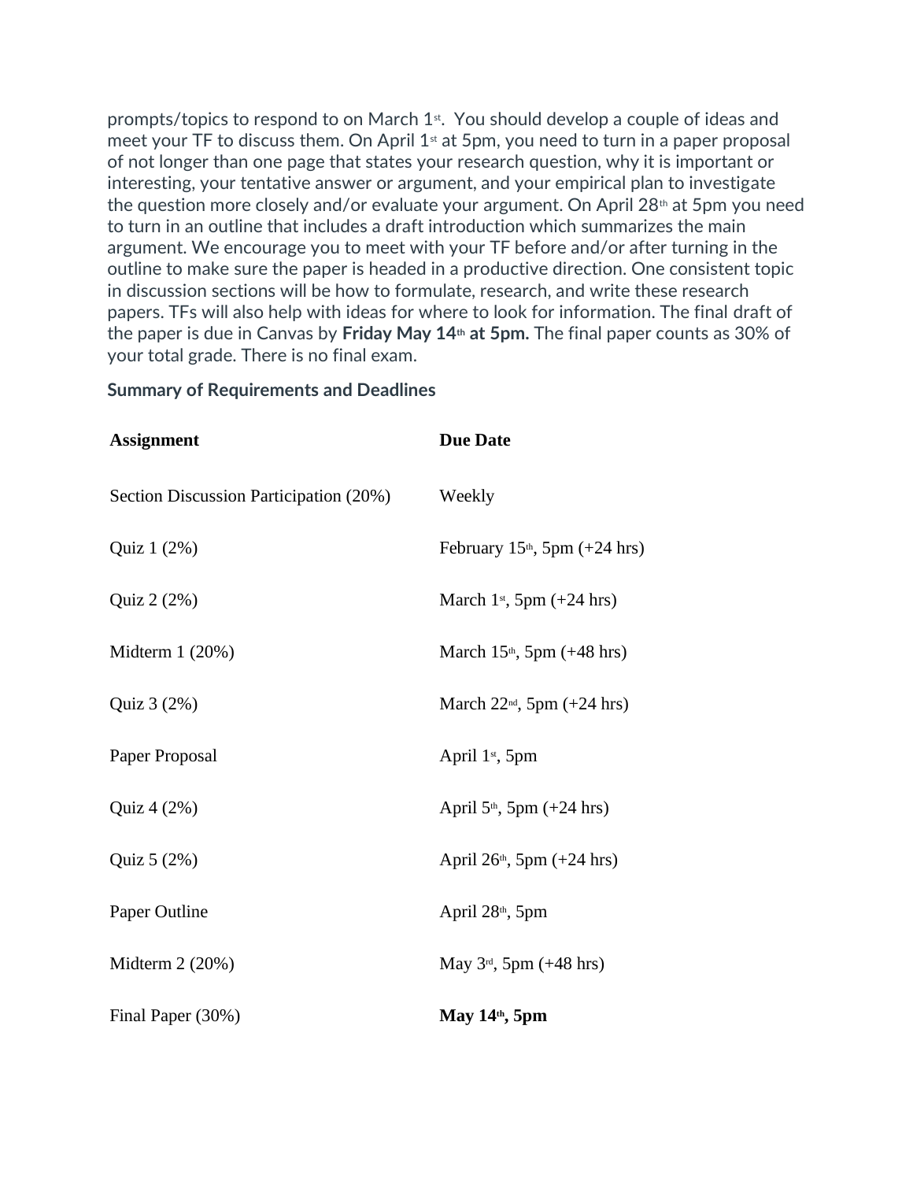prompts/topics to respond to on March 1st. You should develop a couple of ideas and meet your TF to discuss them. On April 1st at 5pm, you need to turn in a paper proposal of not longer than one page that states your research question, why it is important or interesting, your tentative answer or argument, and your empirical plan to investigate the question more closely and/or evaluate your argument. On April 28th at 5pm you need to turn in an outline that includes a draft introduction which summarizes the main argument. We encourage you to meet with your TF before and/or after turning in the outline to make sure the paper is headed in a productive direction. One consistent topic in discussion sections will be how to formulate, research, and write these research papers. TFs will also help with ideas for where to look for information. The final draft of the paper is due in Canvas by **Friday May 14th at 5pm.** The final paper counts as 30% of your total grade. There is no final exam.

### Summary of Requirements and Deadlines

| Assignment | Due Date |
| --- | --- |
| Section Discussion Participation (20%) | Weekly |
| Quiz 1 (2%) | February 15th, 5pm (+24 hrs) |
| Quiz 2 (2%) | March 1st, 5pm (+24 hrs) |
| Midterm 1 (20%) | March 15th, 5pm (+48 hrs) |
| Quiz 3 (2%) | March 22nd, 5pm (+24 hrs) |
| Paper Proposal | April 1st, 5pm |
| Quiz 4 (2%) | April 5th, 5pm (+24 hrs) |
| Quiz 5 (2%) | April 26th, 5pm (+24 hrs) |
| Paper Outline | April 28th, 5pm |
| Midterm 2 (20%) | May 3rd, 5pm (+48 hrs) |
| Final Paper (30%) | **May 14th, 5pm** |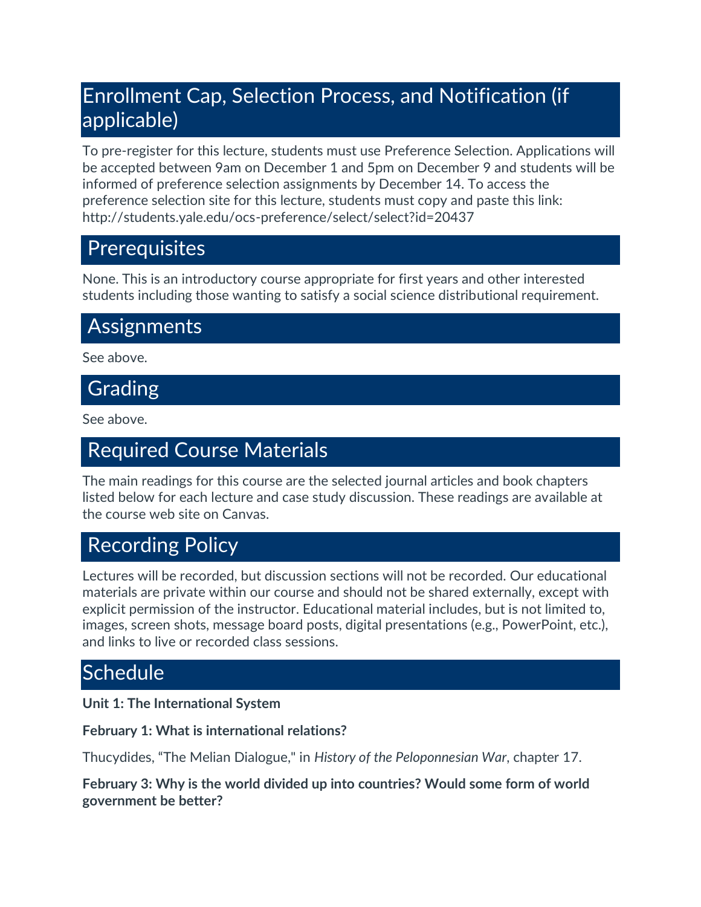## Enrollment Cap, Selection Process, and Notification (if applicable)

To pre-register for this lecture, students must use Preference Selection. Applications will be accepted between 9am on December 1 and 5pm on December 9 and students will be informed of preference selection assignments by December 14. To access the preference selection site for this lecture, students must copy and paste this link: http://students.yale.edu/ocs-preference/select/select?id=20437

## Prerequisites

None. This is an introductory course appropriate for first years and other interested students including those wanting to satisfy a social science distributional requirement.

## Assignments

See above.

## Grading

See above.

## Required Course Materials

The main readings for this course are the selected journal articles and book chapters listed below for each lecture and case study discussion. These readings are available at the course web site on Canvas.

## Recording Policy

Lectures will be recorded, but discussion sections will not be recorded. Our educational materials are private within our course and should not be shared externally, except with explicit permission of the instructor. Educational material includes, but is not limited to, images, screen shots, message board posts, digital presentations (e.g., PowerPoint, etc.), and links to live or recorded class sessions.

## Schedule

**Unit 1: The International System**

**February 1: What is international relations?**

Thucydides, "The Melian Dialogue," in *History of the Peloponnesian War*, chapter 17.

**February 3: Why is the world divided up into countries? Would some form of world government be better?**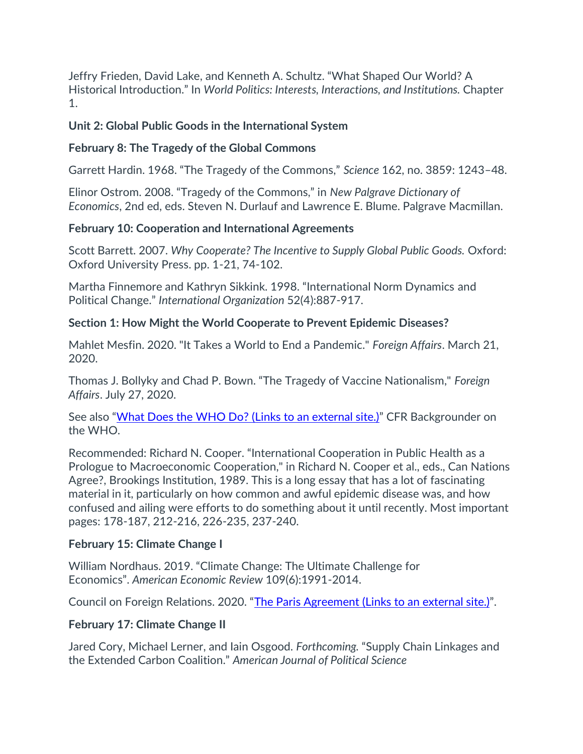Jeffry Frieden, David Lake, and Kenneth A. Schultz. "What Shaped Our World? A Historical Introduction." In *World Politics: Interests, Interactions, and Institutions.* Chapter 1.

**Unit 2: Global Public Goods in the International System**

**February 8: The Tragedy of the Global Commons**

Garrett Hardin. 1968. "The Tragedy of the Commons," *Science* 162, no. 3859: 1243–48.

Elinor Ostrom. 2008. "Tragedy of the Commons," in *New Palgrave Dictionary of Economics*, 2nd ed, eds. Steven N. Durlauf and Lawrence E. Blume. Palgrave Macmillan.

**February 10: Cooperation and International Agreements**

Scott Barrett. 2007. *Why Cooperate? The Incentive to Supply Global Public Goods.* Oxford: Oxford University Press. pp. 1-21, 74-102.

Martha Finnemore and Kathryn Sikkink. 1998. "International Norm Dynamics and Political Change." *International Organization* 52(4):887-917.

**Section 1: How Might the World Cooperate to Prevent Epidemic Diseases?**

Mahlet Mesfin. 2020. "It Takes a World to End a Pandemic." *Foreign Affairs*. March 21, 2020.

Thomas J. Bollyky and Chad P. Bown. "The Tragedy of Vaccine Nationalism," *Foreign Affairs*. July 27, 2020.

See also "[What Does the WHO Do? (Links to an external site.)]" CFR Backgrounder on the WHO.

Recommended: Richard N. Cooper. "International Cooperation in Public Health as a Prologue to Macroeconomic Cooperation," in Richard N. Cooper et al., eds., Can Nations Agree?, Brookings Institution, 1989. This is a long essay that has a lot of fascinating material in it, particularly on how common and awful epidemic disease was, and how confused and ailing were efforts to do something about it until recently. Most important pages: 178-187, 212-216, 226-235, 237-240.

**February 15: Climate Change I**

William Nordhaus. 2019. "Climate Change: The Ultimate Challenge for Economics". *American Economic Review* 109(6):1991-2014.

Council on Foreign Relations. 2020. "[The Paris Agreement (Links to an external site.)]".

**February 17: Climate Change II**

Jared Cory, Michael Lerner, and Iain Osgood. *Forthcoming.* "Supply Chain Linkages and the Extended Carbon Coalition." *American Journal of Political Science*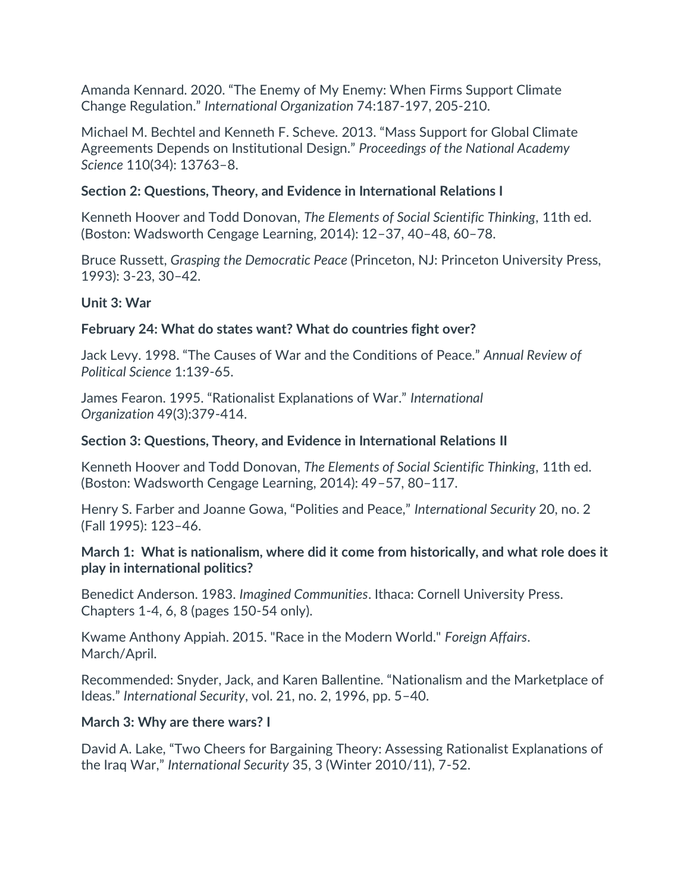Amanda Kennard. 2020. “The Enemy of My Enemy: When Firms Support Climate Change Regulation.” *International Organization* 74:187-197, 205-210.

Michael M. Bechtel and Kenneth F. Scheve. 2013. “Mass Support for Global Climate Agreements Depends on Institutional Design.” *Proceedings of the National Academy Science* 110(34): 13763–8.

**Section 2: Questions, Theory, and Evidence in International Relations I**

Kenneth Hoover and Todd Donovan, *The Elements of Social Scientific Thinking*, 11th ed. (Boston: Wadsworth Cengage Learning, 2014): 12–37, 40–48, 60–78.

Bruce Russett, *Grasping the Democratic Peace* (Princeton, NJ: Princeton University Press, 1993): 3-23, 30–42.

**Unit 3: War**

**February 24: What do states want? What do countries fight over?**

Jack Levy. 1998. “The Causes of War and the Conditions of Peace.” *Annual Review of Political Science* 1:139-65.

James Fearon. 1995. “Rationalist Explanations of War.” *International Organization* 49(3):379-414.

**Section 3: Questions, Theory, and Evidence in International Relations II**

Kenneth Hoover and Todd Donovan, *The Elements of Social Scientific Thinking*, 11th ed. (Boston: Wadsworth Cengage Learning, 2014): 49–57, 80–117.

Henry S. Farber and Joanne Gowa, “Polities and Peace,” *International Security* 20, no. 2 (Fall 1995): 123–46.

**March 1: What is nationalism, where did it come from historically, and what role does it play in international politics?**

Benedict Anderson. 1983. *Imagined Communities*. Ithaca: Cornell University Press. Chapters 1-4, 6, 8 (pages 150-54 only).

Kwame Anthony Appiah. 2015. "Race in the Modern World." *Foreign Affairs*. March/April.

Recommended: Snyder, Jack, and Karen Ballentine. “Nationalism and the Marketplace of Ideas.” *International Security*, vol. 21, no. 2, 1996, pp. 5–40.

**March 3: Why are there wars? I**

David A. Lake, “Two Cheers for Bargaining Theory: Assessing Rationalist Explanations of the Iraq War,” *International Security* 35, 3 (Winter 2010/11), 7-52.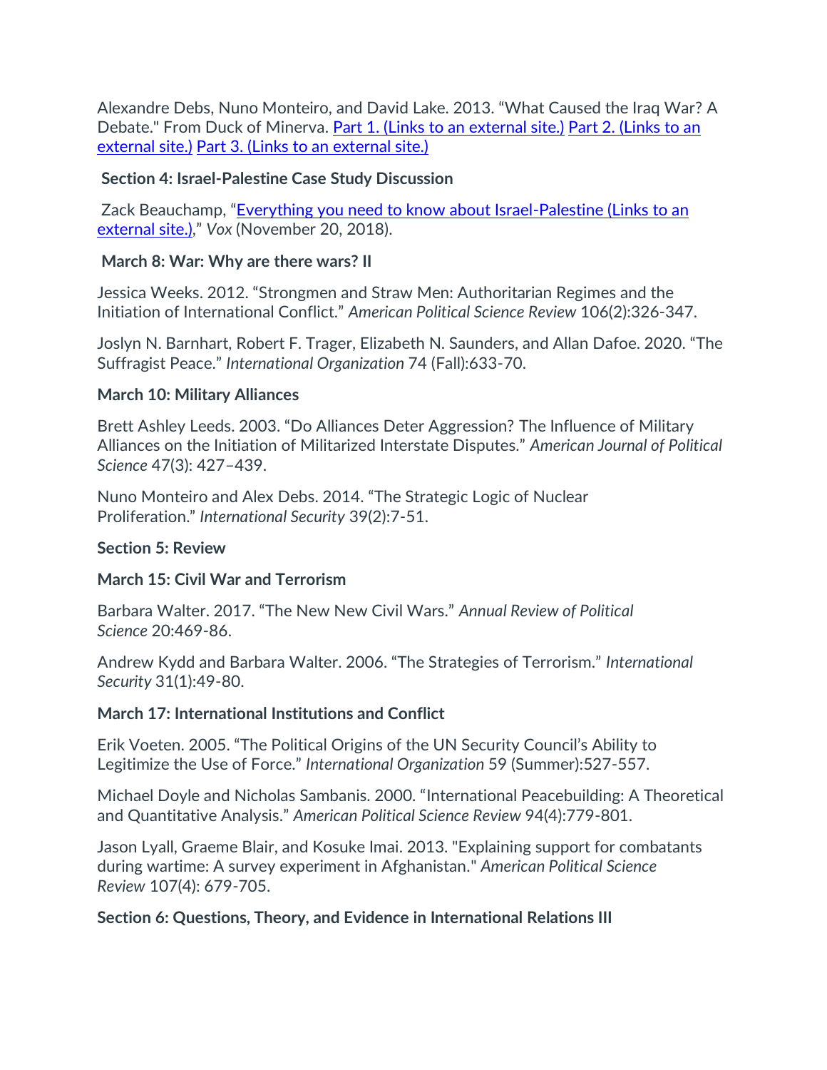Alexandre Debs, Nuno Monteiro, and David Lake. 2013. “What Caused the Iraq War? A Debate." From Duck of Minerva. [Part 1. (Links to an external site.)]() [Part 2. (Links to an external site.)]() [Part 3. (Links to an external site.)]()

**Section 4: Israel-Palestine Case Study Discussion**

Zack Beauchamp, “[Everything you need to know about Israel-Palestine (Links to an external site.)](),” *Vox* (November 20, 2018).

**March 8: War: Why are there wars? II**

Jessica Weeks. 2012. “Strongmen and Straw Men: Authoritarian Regimes and the Initiation of International Conflict.” *American Political Science Review* 106(2):326-347.

Joslyn N. Barnhart, Robert F. Trager, Elizabeth N. Saunders, and Allan Dafoe. 2020. “The Suffragist Peace.” *International Organization* 74 (Fall):633-70.

**March 10: Military Alliances**

Brett Ashley Leeds. 2003. “Do Alliances Deter Aggression? The Influence of Military Alliances on the Initiation of Militarized Interstate Disputes.” *American Journal of Political Science* 47(3): 427–439.

Nuno Monteiro and Alex Debs. 2014. “The Strategic Logic of Nuclear Proliferation.” *International Security* 39(2):7-51.

**Section 5: Review**

**March 15: Civil War and Terrorism**

Barbara Walter. 2017. “The New New Civil Wars.” *Annual Review of Political Science* 20:469-86.

Andrew Kydd and Barbara Walter. 2006. “The Strategies of Terrorism.” *International Security* 31(1):49-80.

**March 17: International Institutions and Conflict**

Erik Voeten. 2005. “The Political Origins of the UN Security Council’s Ability to Legitimize the Use of Force.” *International Organization* 59 (Summer):527-557.

Michael Doyle and Nicholas Sambanis. 2000. “International Peacebuilding: A Theoretical and Quantitative Analysis.” *American Political Science Review* 94(4):779-801.

Jason Lyall, Graeme Blair, and Kosuke Imai. 2013. "Explaining support for combatants during wartime: A survey experiment in Afghanistan." *American Political Science Review* 107(4): 679-705.

**Section 6: Questions, Theory, and Evidence in International Relations III**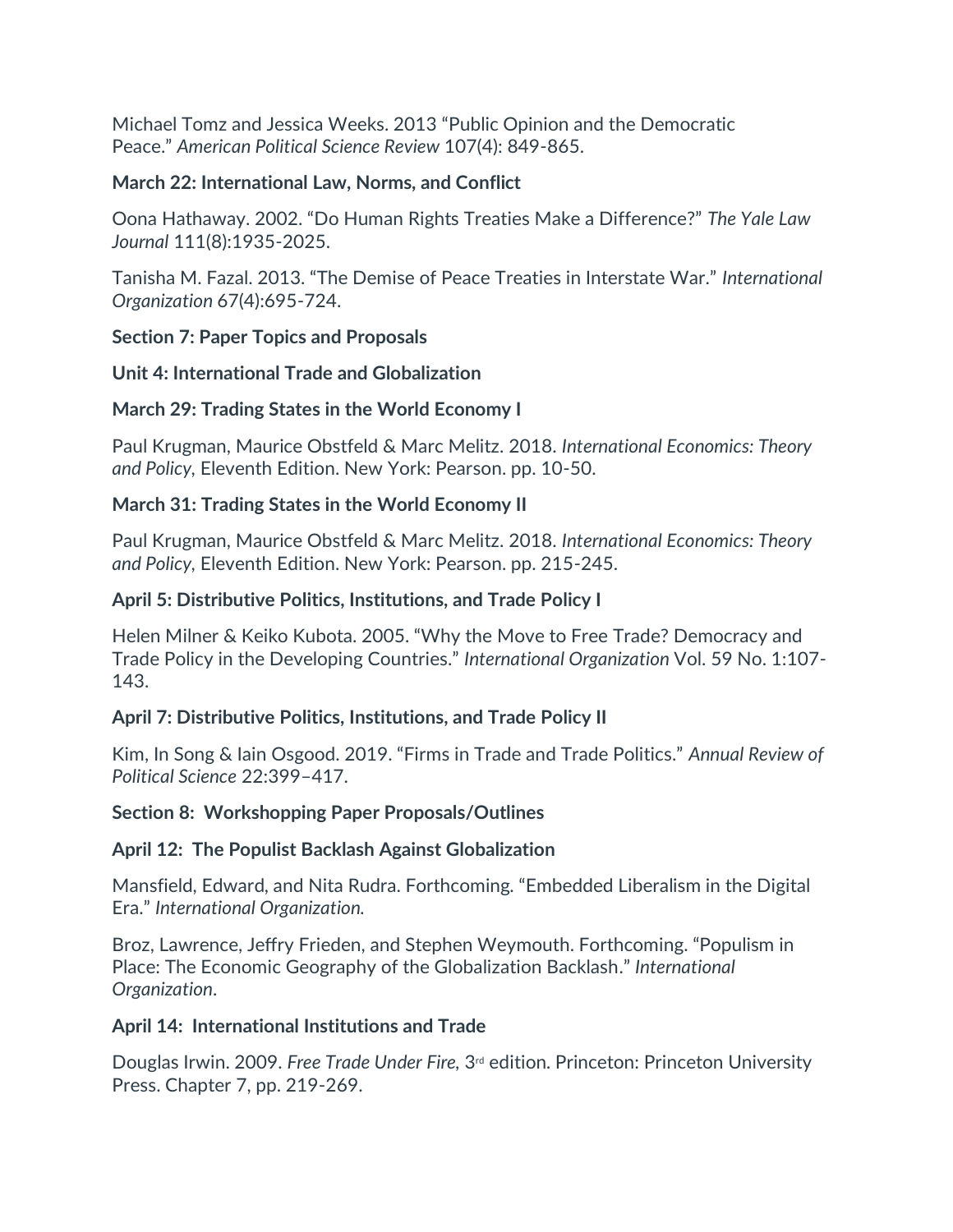Michael Tomz and Jessica Weeks. 2013 "Public Opinion and the Democratic Peace." *American Political Science Review* 107(4): 849-865.

**March 22: International Law, Norms, and Conflict**

Oona Hathaway. 2002. "Do Human Rights Treaties Make a Difference?" *The Yale Law Journal* 111(8):1935-2025.

Tanisha M. Fazal. 2013. "The Demise of Peace Treaties in Interstate War." *International Organization* 67(4):695-724.

**Section 7: Paper Topics and Proposals**

**Unit 4: International Trade and Globalization**

**March 29: Trading States in the World Economy I**

Paul Krugman, Maurice Obstfeld & Marc Melitz. 2018. *International Economics: Theory and Policy*, Eleventh Edition. New York: Pearson. pp. 10-50.

**March 31: Trading States in the World Economy II**

Paul Krugman, Maurice Obstfeld & Marc Melitz. 2018. *International Economics: Theory and Policy*, Eleventh Edition. New York: Pearson. pp. 215-245.

**April 5: Distributive Politics, Institutions, and Trade Policy I**

Helen Milner & Keiko Kubota. 2005. "Why the Move to Free Trade? Democracy and Trade Policy in the Developing Countries." *International Organization* Vol. 59 No. 1:107-143.

**April 7: Distributive Politics, Institutions, and Trade Policy II**

Kim, In Song & Iain Osgood. 2019. "Firms in Trade and Trade Politics." *Annual Review of Political Science* 22:399–417.

**Section 8: Workshopping Paper Proposals/Outlines**

**April 12: The Populist Backlash Against Globalization**

Mansfield, Edward, and Nita Rudra. Forthcoming. "Embedded Liberalism in the Digital Era." *International Organization.*

Broz, Lawrence, Jeffry Frieden, and Stephen Weymouth. Forthcoming. "Populism in Place: The Economic Geography of the Globalization Backlash." *International Organization*.

**April 14: International Institutions and Trade**

Douglas Irwin. 2009. *Free Trade Under Fire,* 3rd edition. Princeton: Princeton University Press. Chapter 7, pp. 219-269.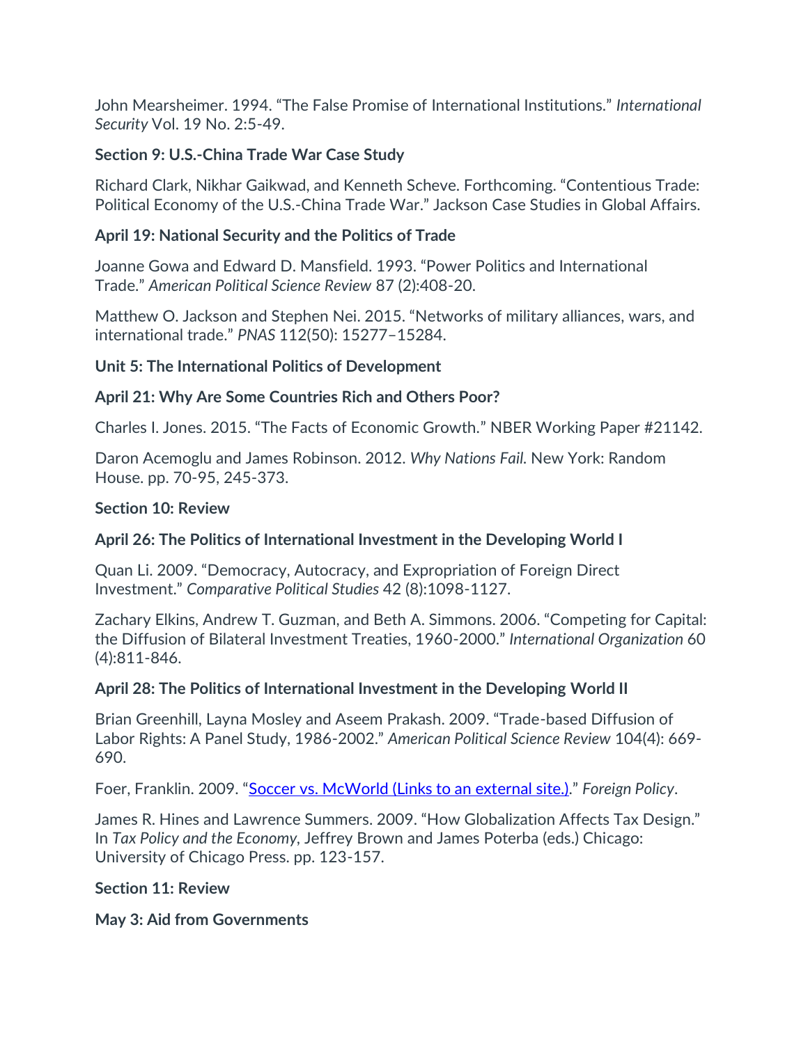John Mearsheimer. 1994. "The False Promise of International Institutions." *International Security* Vol. 19 No. 2:5-49.

**Section 9: U.S.-China Trade War Case Study**

Richard Clark, Nikhar Gaikwad, and Kenneth Scheve. Forthcoming. "Contentious Trade: Political Economy of the U.S.-China Trade War." Jackson Case Studies in Global Affairs.

**April 19: National Security and the Politics of Trade**

Joanne Gowa and Edward D. Mansfield. 1993. "Power Politics and International Trade." *American Political Science Review* 87 (2):408-20.

Matthew O. Jackson and Stephen Nei. 2015. "Networks of military alliances, wars, and international trade." *PNAS* 112(50): 15277–15284.

**Unit 5: The International Politics of Development**

**April 21: Why Are Some Countries Rich and Others Poor?**

Charles I. Jones. 2015. "The Facts of Economic Growth." NBER Working Paper #21142.

Daron Acemoglu and James Robinson. 2012. *Why Nations Fail*. New York: Random House. pp. 70-95, 245-373.

**Section 10: Review**

**April 26: The Politics of International Investment in the Developing World I**

Quan Li. 2009. "Democracy, Autocracy, and Expropriation of Foreign Direct Investment." *Comparative Political Studies* 42 (8):1098-1127.

Zachary Elkins, Andrew T. Guzman, and Beth A. Simmons. 2006. "Competing for Capital: the Diffusion of Bilateral Investment Treaties, 1960-2000." *International Organization* 60 (4):811-846.

**April 28: The Politics of International Investment in the Developing World II**

Brian Greenhill, Layna Mosley and Aseem Prakash. 2009. "Trade-based Diffusion of Labor Rights: A Panel Study, 1986-2002." *American Political Science Review* 104(4): 669-690.

Foer, Franklin. 2009. "Soccer vs. McWorld (Links to an external site.)." *Foreign Policy*.

James R. Hines and Lawrence Summers. 2009. "How Globalization Affects Tax Design." In *Tax Policy and the Economy*, Jeffrey Brown and James Poterba (eds.) Chicago: University of Chicago Press. pp. 123-157.

**Section 11: Review**

**May 3: Aid from Governments**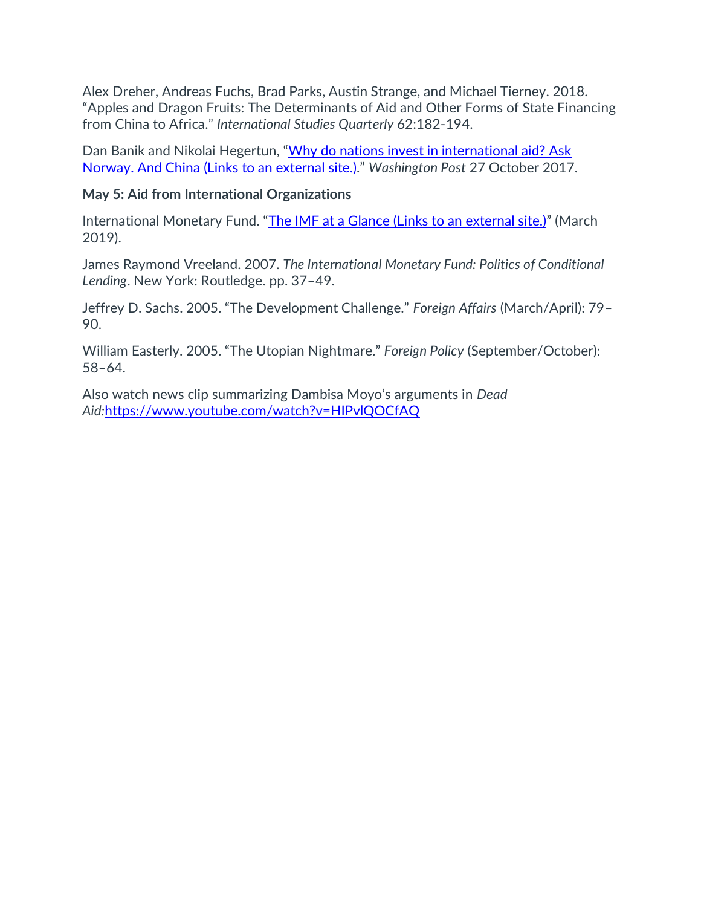Alex Dreher, Andreas Fuchs, Brad Parks, Austin Strange, and Michael Tierney. 2018. "Apples and Dragon Fruits: The Determinants of Aid and Other Forms of State Financing from China to Africa." *International Studies Quarterly* 62:182-194.

Dan Banik and Nikolai Hegertun, "[Why do nations invest in international aid? Ask Norway. And China (Links to an external site.)]()." *Washington Post* 27 October 2017.

**May 5: Aid from International Organizations**

International Monetary Fund. "[The IMF at a Glance (Links to an external site.)]()" (March 2019).

James Raymond Vreeland. 2007. *The International Monetary Fund: Politics of Conditional Lending*. New York: Routledge. pp. 37–49.

Jeffrey D. Sachs. 2005. "The Development Challenge." *Foreign Affairs* (March/April): 79–90.

William Easterly. 2005. "The Utopian Nightmare." *Foreign Policy* (September/October): 58–64.

Also watch news clip summarizing Dambisa Moyo's arguments in *Dead Aid*:[https://www.youtube.com/watch?v=HIPvlQOCfAQ](https://www.youtube.com/watch?v=HIPvlQOCfAQ)